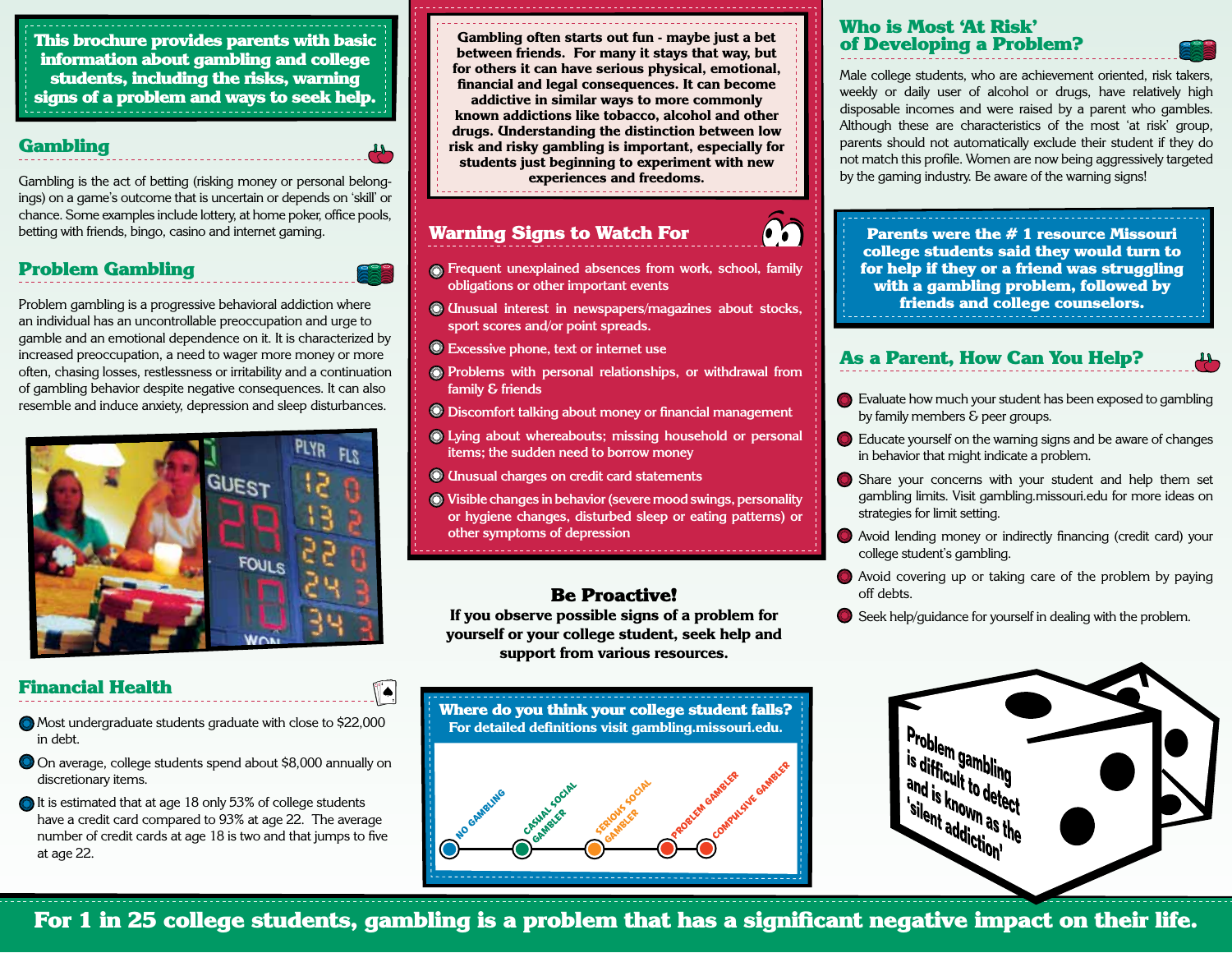**This brochure provides parents with basic information about gambling and college students, including the risks, warning signs of a problem and ways to seek help.**

## Gambling

Gambling is the act of betting (risking money or personal belongings) on a game's outcome that is uncertain or depends on 'skill' or chance. Some examples include lottery, at home poker, office pools, betting with friends, bingo, casino and internet gaming.

## Problem Gambling

Problem gambling is a progressive behavioral addiction where an individual has an uncontrollable preoccupation and urge to gamble and an emotional dependence on it. It is characterized by increased preoccupation, a need to wager more money or more often, chasing losses, restlessness or irritability and a continuation of gambling behavior despite negative consequences. It can also resemble and induce anxiety, depression and sleep disturbances.

## Financial Health

- Most undergraduate students graduate with close to $22,000 in debt.
- On average, college students spend about $8,000 annually on discretionary items.
- It is estimated that at age 18 only 53% of college students have a credit card compared to 93% at age 22. The average number of credit cards at age 18 is two and that jumps to five at age 22.

**Gambling often starts out fun - maybe just a bet between friends. For many it stays that way, but for others it can have serious physical, emotional, financial and legal consequences. It can become addictive in similar ways to more commonly known addictions like tobacco, alcohol and other drugs. Understanding the distinction between low risk and risky gambling is important, especially for students just beginning to experiment with new experiences and freedoms.**

## Warning Signs to Watch For

- Frequent unexplained absences from work, school, family obligations or other important events
- Unusual interest in newspapers/magazines about stocks, sport scores and/or point spreads.
- Excessive phone, text or internet use
- Problems with personal relationships, or withdrawal from family & friends
- Discomfort talking about money or financial management
- Lying about whereabouts; missing household or personal items; the sudden need to borrow money
- Unusual charges on credit card statements
- Visible changes in behavior (severe mood swings, personality or hygiene changes, disturbed sleep or eating patterns) or other symptoms of depression

### Be Proactive!

**If you observe possible signs of a problem for yourself or your college student, seek help and support from various resources.**

**Where do you think your college student falls?**
**For detailed definitions visit gambling.missouri.edu.**

NO GAMBLING — CASUAL SOCIAL GAMBLER — SERIOUS SOCIAL GAMBLER — PROBLEM GAMBLER — COMPULSIVE GAMBLER

## Who is Most 'At Risk' of Developing a Problem?

Male college students, who are achievement oriented, risk takers, weekly or daily user of alcohol or drugs, have relatively high disposable incomes and were raised by a parent who gambles. Although these are characteristics of the most 'at risk' group, parents should not automatically exclude their student if they do not match this profile. Women are now being aggressively targeted by the gaming industry. Be aware of the warning signs!

**Parents were the # 1 resource Missouri college students said they would turn to for help if they or a friend was struggling with a gambling problem, followed by friends and college counselors.**

## As a Parent, How Can You Help?

- Evaluate how much your student has been exposed to gambling by family members & peer groups.
- Educate yourself on the warning signs and be aware of changes in behavior that might indicate a problem.
- Share your concerns with your student and help them set gambling limits. Visit gambling.missouri.edu for more ideas on strategies for limit setting.
- Avoid lending money or indirectly financing (credit card) your college student's gambling.
- Avoid covering up or taking care of the problem by paying off debts.
- Seek help/guidance for yourself in dealing with the problem.

Problem gambling is difficult to detect and is known as the 'silent addiction'

**For 1 in 25 college students, gambling is a problem that has a significant negative impact on their life.**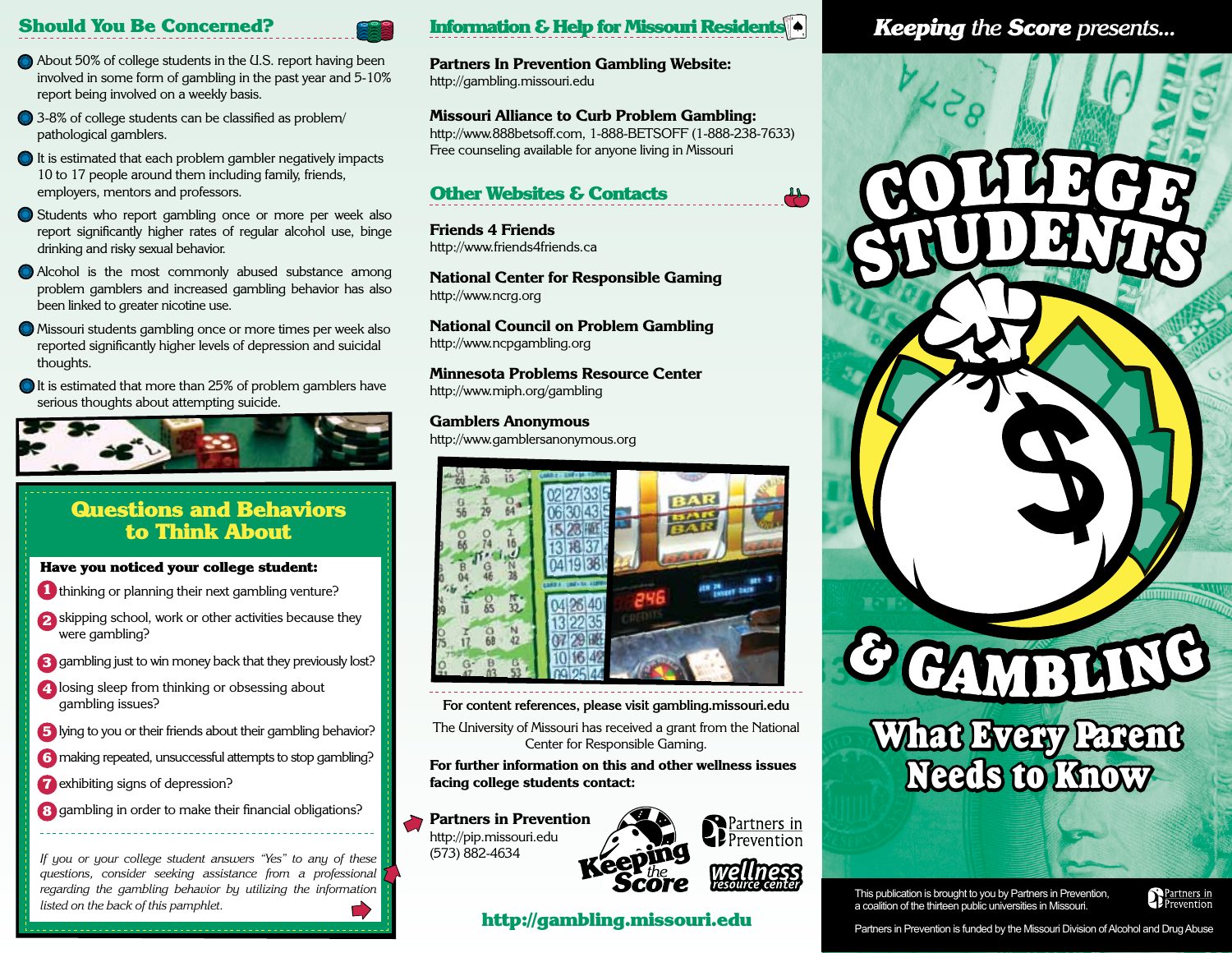## Should You Be Concerned?

- About 50% of college students in the U.S. report having been involved in some form of gambling in the past year and 5-10% report being involved on a weekly basis.
- 3-8% of college students can be classified as problem/pathological gamblers.
- It is estimated that each problem gambler negatively impacts 10 to 17 people around them including family, friends, employers, mentors and professors.
- Students who report gambling once or more per week also report significantly higher rates of regular alcohol use, binge drinking and risky sexual behavior.
- Alcohol is the most commonly abused substance among problem gamblers and increased gambling behavior has also been linked to greater nicotine use.
- Missouri students gambling once or more times per week also reported significantly higher levels of depression and suicidal thoughts.
- It is estimated that more than 25% of problem gamblers have serious thoughts about attempting suicide.

## Questions and Behaviors to Think About

**Have you noticed your college student:**

1. thinking or planning their next gambling venture?
2. skipping school, work or other activities because they were gambling?
3. gambling just to win money back that they previously lost?
4. losing sleep from thinking or obsessing about gambling issues?
5. lying to you or their friends about their gambling behavior?
6. making repeated, unsuccessful attempts to stop gambling?
7. exhibiting signs of depression?
8. gambling in order to make their financial obligations?

*If you or your college student answers "Yes" to any of these questions, consider seeking assistance from a professional regarding the gambling behavior by utilizing the information listed on the back of this pamphlet.*

## Information & Help for Missouri Residents

**Partners In Prevention Gambling Website:**
http://gambling.missouri.edu

**Missouri Alliance to Curb Problem Gambling:**
http://www.888betsoff.com, 1-888-BETSOFF (1-888-238-7633)
Free counseling available for anyone living in Missouri

## Other Websites & Contacts

**Friends 4 Friends**
http://www.friends4friends.ca

**National Center for Responsible Gaming**
http://www.ncrg.org

**National Council on Problem Gambling**
http://www.ncpgambling.org

**Minnesota Problems Resource Center**
http://www.miph.org/gambling

**Gamblers Anonymous**
http://www.gamblersanonymous.org

**For content references, please visit gambling.missouri.edu**

The University of Missouri has received a grant from the National Center for Responsible Gaming.

**For further information on this and other wellness issues facing college students contact:**

**Partners in Prevention**
http://pip.missouri.edu
(573) 882-4634

**http://gambling.missouri.edu**

*Keeping the Score presents...*

# COLLEGE STUDENTS & GAMBLING

## What Every Parent Needs to Know

This publication is brought to you by Partners in Prevention, a coalition of the thirteen public universities in Missouri.

Partners in Prevention is funded by the Missouri Division of Alcohol and Drug Abuse